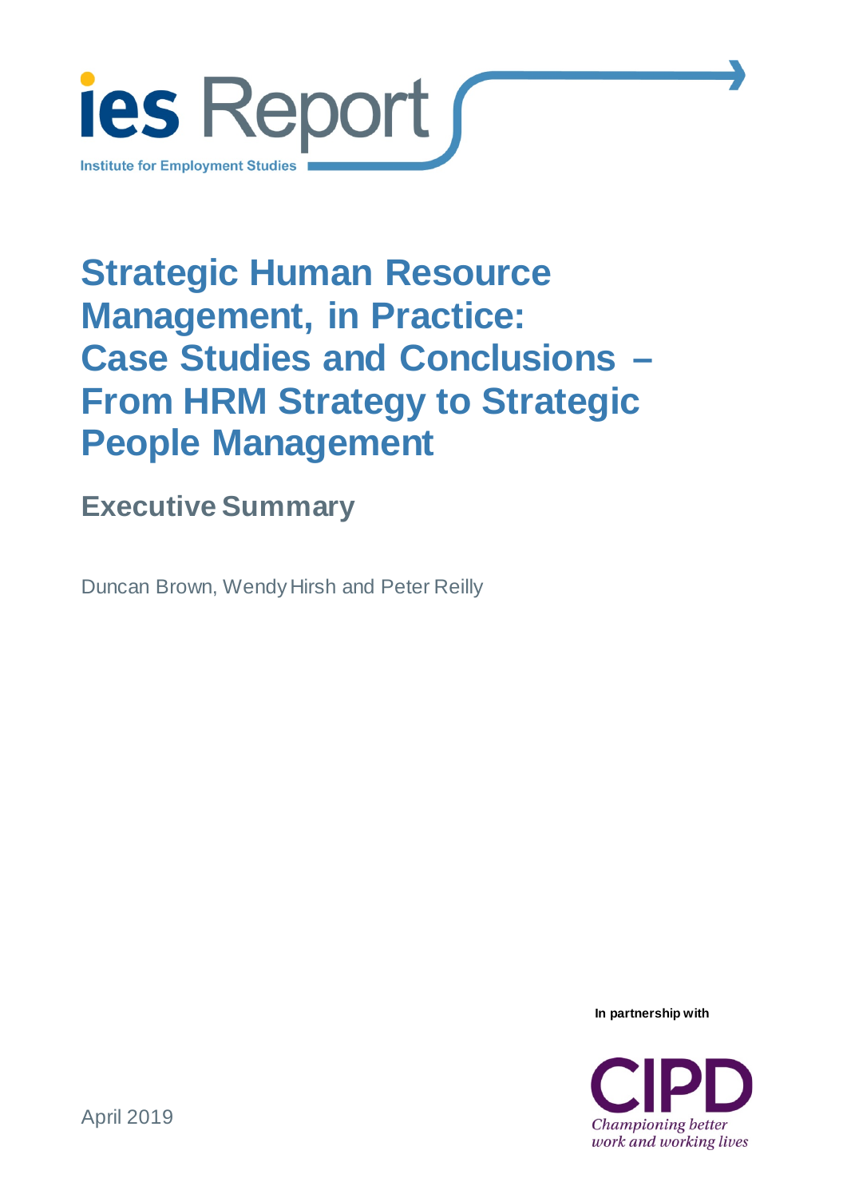ies Report

Institute for Employment Studies

# Strategic Human Resource Management, in Practice: Case Studies and Conclusions – From HRM Strategy to Strategic People Management

## Executive Summary

Duncan Brown, Wendy Hirsh and Peter Reilly

In partnership with

CIPD

*Championing better work and working lives*

April 2019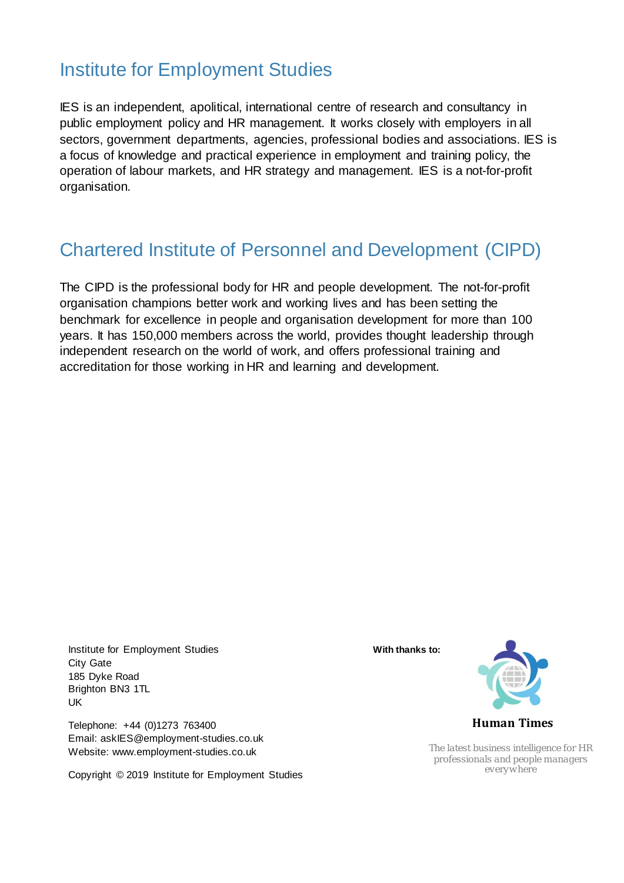## Institute for Employment Studies

IES is an independent, apolitical, international centre of research and consultancy in public employment policy and HR management. It works closely with employers in all sectors, government departments, agencies, professional bodies and associations. IES is a focus of knowledge and practical experience in employment and training policy, the operation of labour markets, and HR strategy and management. IES is a not-for-profit organisation.

## Chartered Institute of Personnel and Development (CIPD)

The CIPD is the professional body for HR and people development. The not-for-profit organisation champions better work and working lives and has been setting the benchmark for excellence in people and organisation development for more than 100 years. It has 150,000 members across the world, provides thought leadership through independent research on the world of work, and offers professional training and accreditation for those working in HR and learning and development.

Institute for Employment Studies
City Gate
185 Dyke Road
Brighton BN3 1TL
UK

Telephone: +44 (0)1273 763400
Email: askIES@employment-studies.co.uk
Website: www.employment-studies.co.uk

Copyright © 2019 Institute for Employment Studies

**With thanks to:**

**Human Times**

The latest business intelligence for HR professionals and people managers everywhere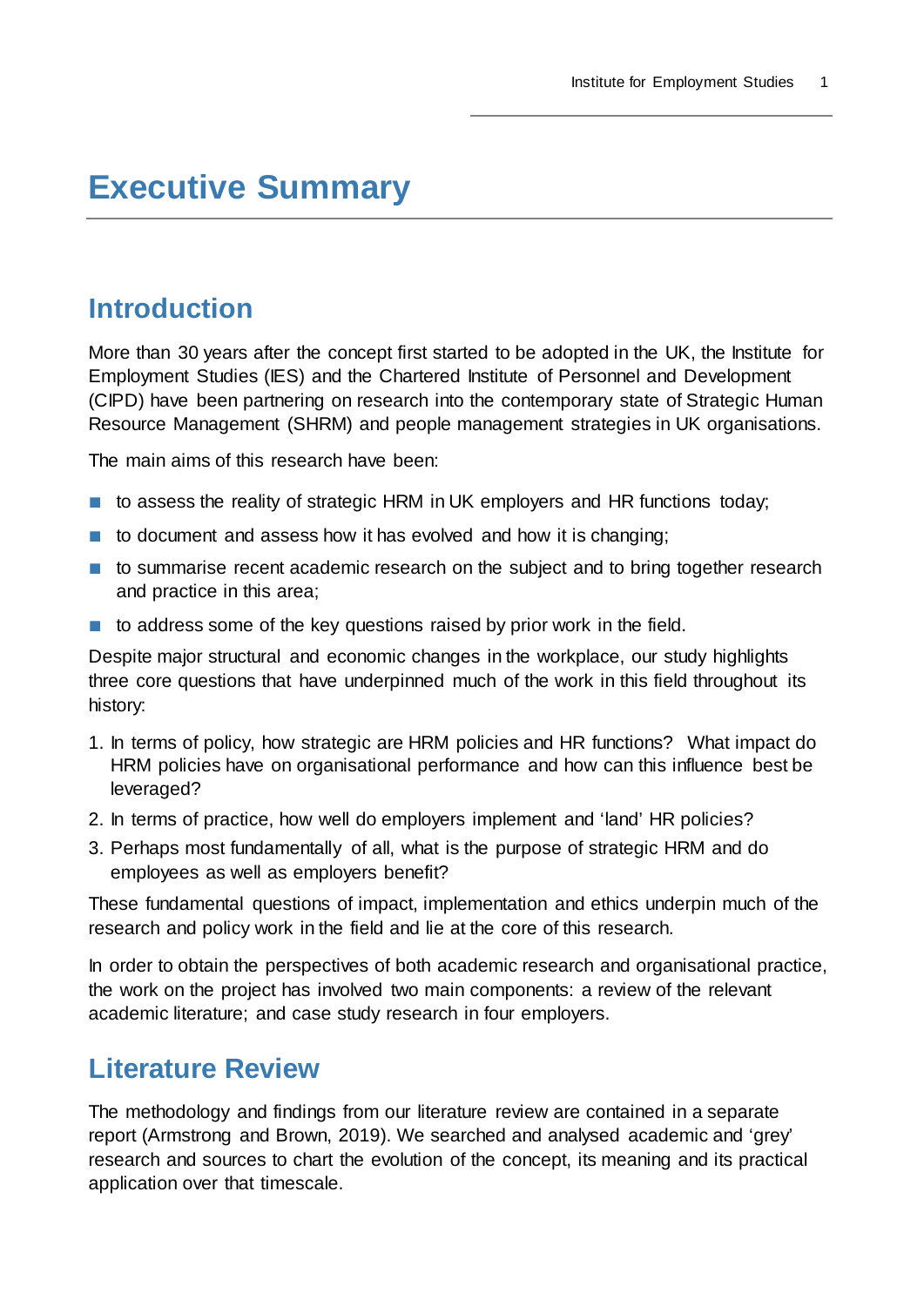# Executive Summary

## Introduction

More than 30 years after the concept first started to be adopted in the UK, the Institute for Employment Studies (IES) and the Chartered Institute of Personnel and Development (CIPD) have been partnering on research into the contemporary state of Strategic Human Resource Management (SHRM) and people management strategies in UK organisations.

The main aims of this research have been:

- to assess the reality of strategic HRM in UK employers and HR functions today;
- to document and assess how it has evolved and how it is changing;
- to summarise recent academic research on the subject and to bring together research and practice in this area;
- to address some of the key questions raised by prior work in the field.

Despite major structural and economic changes in the workplace, our study highlights three core questions that have underpinned much of the work in this field throughout its history:

1. In terms of policy, how strategic are HRM policies and HR functions? What impact do HRM policies have on organisational performance and how can this influence best be leveraged?
2. In terms of practice, how well do employers implement and 'land' HR policies?
3. Perhaps most fundamentally of all, what is the purpose of strategic HRM and do employees as well as employers benefit?

These fundamental questions of impact, implementation and ethics underpin much of the research and policy work in the field and lie at the core of this research.

In order to obtain the perspectives of both academic research and organisational practice, the work on the project has involved two main components: a review of the relevant academic literature; and case study research in four employers.

## Literature Review

The methodology and findings from our literature review are contained in a separate report (Armstrong and Brown, 2019). We searched and analysed academic and 'grey' research and sources to chart the evolution of the concept, its meaning and its practical application over that timescale.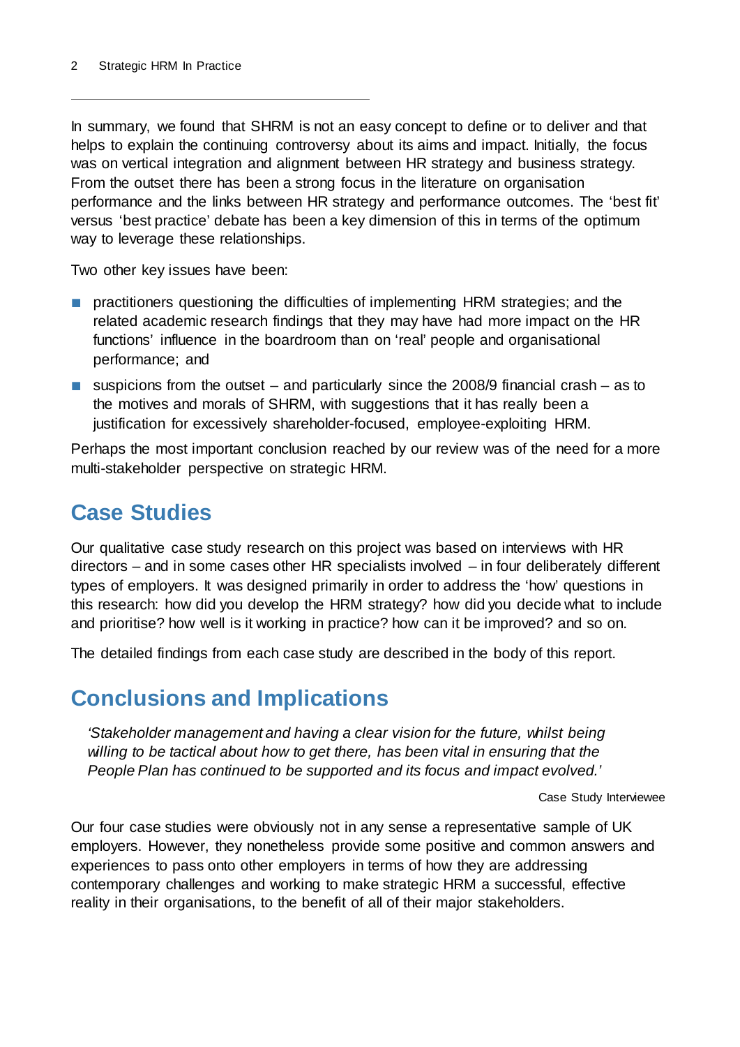In summary, we found that SHRM is not an easy concept to define or to deliver and that helps to explain the continuing controversy about its aims and impact. Initially, the focus was on vertical integration and alignment between HR strategy and business strategy. From the outset there has been a strong focus in the literature on organisation performance and the links between HR strategy and performance outcomes. The 'best fit' versus 'best practice' debate has been a key dimension of this in terms of the optimum way to leverage these relationships.

Two other key issues have been:

- practitioners questioning the difficulties of implementing HRM strategies; and the related academic research findings that they may have had more impact on the HR functions' influence in the boardroom than on 'real' people and organisational performance; and
- suspicions from the outset – and particularly since the 2008/9 financial crash – as to the motives and morals of SHRM, with suggestions that it has really been a justification for excessively shareholder-focused, employee-exploiting HRM.

Perhaps the most important conclusion reached by our review was of the need for a more multi-stakeholder perspective on strategic HRM.

## Case Studies

Our qualitative case study research on this project was based on interviews with HR directors – and in some cases other HR specialists involved – in four deliberately different types of employers. It was designed primarily in order to address the 'how' questions in this research: how did you develop the HRM strategy? how did you decide what to include and prioritise? how well is it working in practice? how can it be improved? and so on.

The detailed findings from each case study are described in the body of this report.

## Conclusions and Implications

> *'Stakeholder management and having a clear vision for the future, whilst being willing to be tactical about how to get there, has been vital in ensuring that the People Plan has continued to be supported and its focus and impact evolved.'*
>
> Case Study Interviewee

Our four case studies were obviously not in any sense a representative sample of UK employers. However, they nonetheless provide some positive and common answers and experiences to pass onto other employers in terms of how they are addressing contemporary challenges and working to make strategic HRM a successful, effective reality in their organisations, to the benefit of all of their major stakeholders.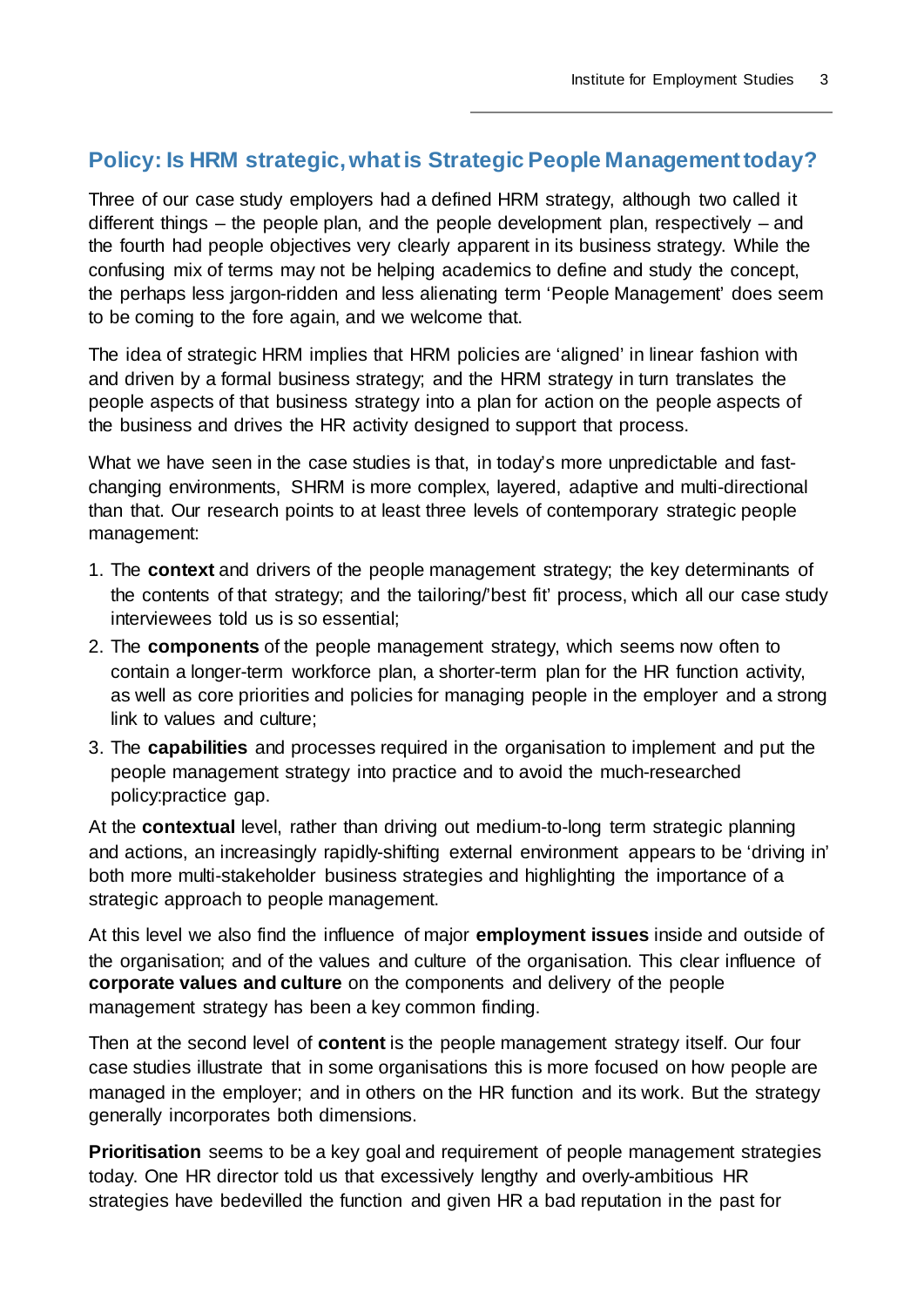## Policy: Is HRM strategic, what is Strategic People Management today?

Three of our case study employers had a defined HRM strategy, although two called it different things – the people plan, and the people development plan, respectively – and the fourth had people objectives very clearly apparent in its business strategy. While the confusing mix of terms may not be helping academics to define and study the concept, the perhaps less jargon-ridden and less alienating term 'People Management' does seem to be coming to the fore again, and we welcome that.

The idea of strategic HRM implies that HRM policies are 'aligned' in linear fashion with and driven by a formal business strategy; and the HRM strategy in turn translates the people aspects of that business strategy into a plan for action on the people aspects of the business and drives the HR activity designed to support that process.

What we have seen in the case studies is that, in today's more unpredictable and fast-changing environments, SHRM is more complex, layered, adaptive and multi-directional than that. Our research points to at least three levels of contemporary strategic people management:

1. The **context** and drivers of the people management strategy; the key determinants of the contents of that strategy; and the tailoring/'best fit' process, which all our case study interviewees told us is so essential;
2. The **components** of the people management strategy, which seems now often to contain a longer-term workforce plan, a shorter-term plan for the HR function activity, as well as core priorities and policies for managing people in the employer and a strong link to values and culture;
3. The **capabilities** and processes required in the organisation to implement and put the people management strategy into practice and to avoid the much-researched policy:practice gap.

At the **contextual** level, rather than driving out medium-to-long term strategic planning and actions, an increasingly rapidly-shifting external environment appears to be 'driving in' both more multi-stakeholder business strategies and highlighting the importance of a strategic approach to people management.

At this level we also find the influence of major **employment issues** inside and outside of the organisation; and of the values and culture of the organisation. This clear influence of **corporate values and culture** on the components and delivery of the people management strategy has been a key common finding.

Then at the second level of **content** is the people management strategy itself. Our four case studies illustrate that in some organisations this is more focused on how people are managed in the employer; and in others on the HR function and its work. But the strategy generally incorporates both dimensions.

**Prioritisation** seems to be a key goal and requirement of people management strategies today. One HR director told us that excessively lengthy and overly-ambitious HR strategies have bedevilled the function and given HR a bad reputation in the past for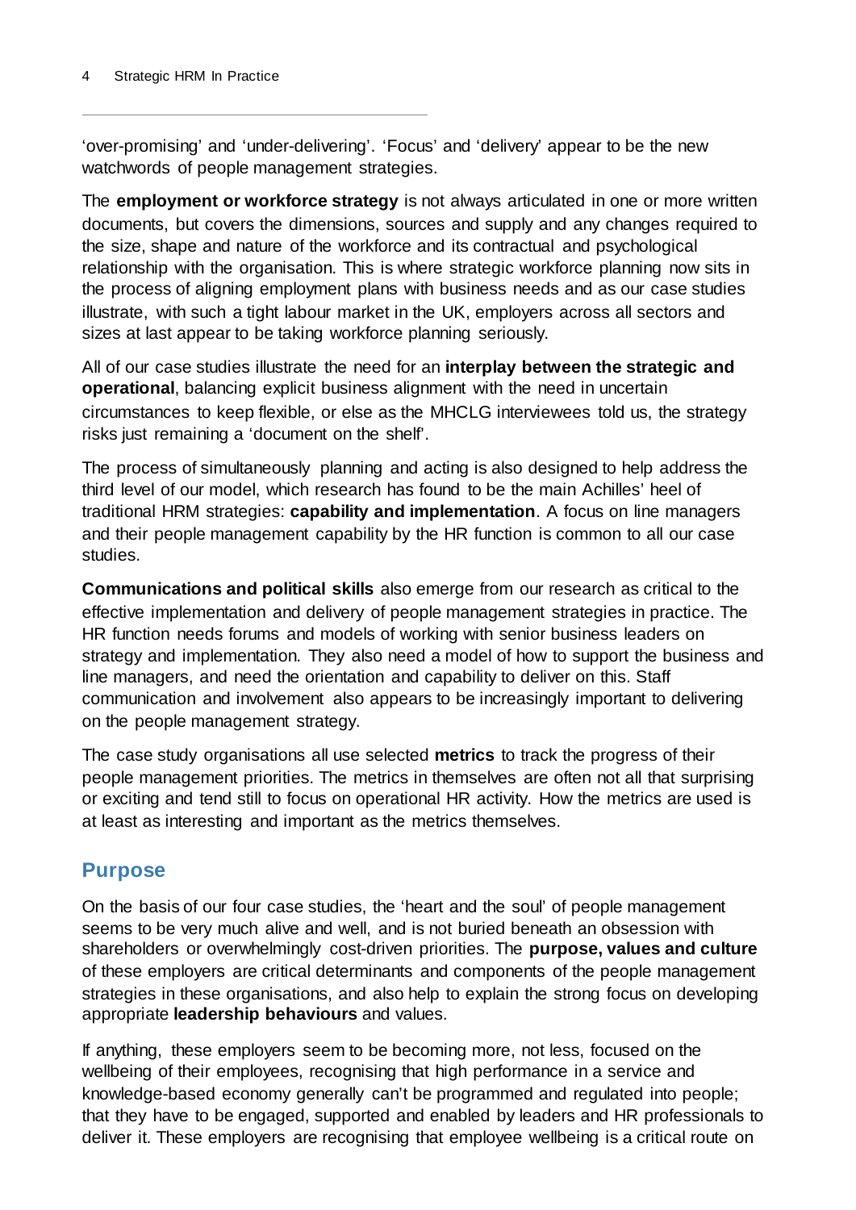'over-promising' and 'under-delivering'. 'Focus' and 'delivery' appear to be the new watchwords of people management strategies.

The **employment or workforce strategy** is not always articulated in one or more written documents, but covers the dimensions, sources and supply and any changes required to the size, shape and nature of the workforce and its contractual and psychological relationship with the organisation. This is where strategic workforce planning now sits in the process of aligning employment plans with business needs and as our case studies illustrate, with such a tight labour market in the UK, employers across all sectors and sizes at last appear to be taking workforce planning seriously.

All of our case studies illustrate the need for an **interplay between the strategic and operational**, balancing explicit business alignment with the need in uncertain circumstances to keep flexible, or else as the MHCLG interviewees told us, the strategy risks just remaining a 'document on the shelf'.

The process of simultaneously planning and acting is also designed to help address the third level of our model, which research has found to be the main Achilles' heel of traditional HRM strategies: **capability and implementation**. A focus on line managers and their people management capability by the HR function is common to all our case studies.

**Communications and political skills** also emerge from our research as critical to the effective implementation and delivery of people management strategies in practice. The HR function needs forums and models of working with senior business leaders on strategy and implementation. They also need a model of how to support the business and line managers, and need the orientation and capability to deliver on this. Staff communication and involvement also appears to be increasingly important to delivering on the people management strategy.

The case study organisations all use selected **metrics** to track the progress of their people management priorities. The metrics in themselves are often not all that surprising or exciting and tend still to focus on operational HR activity. How the metrics are used is at least as interesting and important as the metrics themselves.

## Purpose

On the basis of our four case studies, the 'heart and the soul' of people management seems to be very much alive and well, and is not buried beneath an obsession with shareholders or overwhelmingly cost-driven priorities. The **purpose, values and culture** of these employers are critical determinants and components of the people management strategies in these organisations, and also help to explain the strong focus on developing appropriate **leadership behaviours** and values.

If anything, these employers seem to be becoming more, not less, focused on the wellbeing of their employees, recognising that high performance in a service and knowledge-based economy generally can't be programmed and regulated into people; that they have to be engaged, supported and enabled by leaders and HR professionals to deliver it. These employers are recognising that employee wellbeing is a critical route on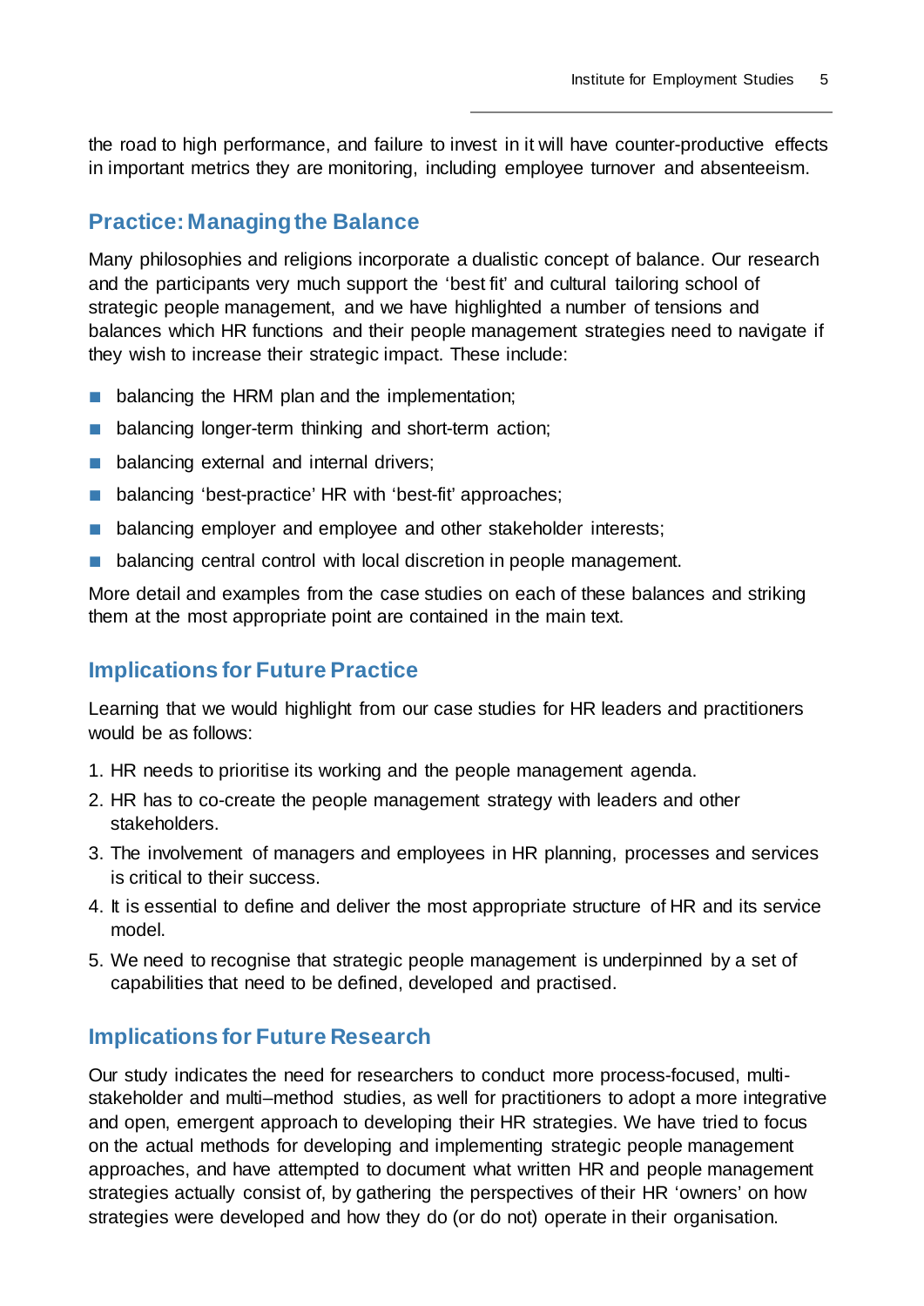the road to high performance, and failure to invest in it will have counter-productive effects in important metrics they are monitoring, including employee turnover and absenteeism.

## Practice: Managing the Balance

Many philosophies and religions incorporate a dualistic concept of balance. Our research and the participants very much support the 'best fit' and cultural tailoring school of strategic people management, and we have highlighted a number of tensions and balances which HR functions and their people management strategies need to navigate if they wish to increase their strategic impact. These include:

- balancing the HRM plan and the implementation;
- balancing longer-term thinking and short-term action;
- balancing external and internal drivers;
- balancing 'best-practice' HR with 'best-fit' approaches;
- balancing employer and employee and other stakeholder interests;
- balancing central control with local discretion in people management.

More detail and examples from the case studies on each of these balances and striking them at the most appropriate point are contained in the main text.

## Implications for Future Practice

Learning that we would highlight from our case studies for HR leaders and practitioners would be as follows:

1. HR needs to prioritise its working and the people management agenda.
2. HR has to co-create the people management strategy with leaders and other stakeholders.
3. The involvement of managers and employees in HR planning, processes and services is critical to their success.
4. It is essential to define and deliver the most appropriate structure of HR and its service model.
5. We need to recognise that strategic people management is underpinned by a set of capabilities that need to be defined, developed and practised.

## Implications for Future Research

Our study indicates the need for researchers to conduct more process-focused, multi-stakeholder and multi–method studies, as well for practitioners to adopt a more integrative and open, emergent approach to developing their HR strategies. We have tried to focus on the actual methods for developing and implementing strategic people management approaches, and have attempted to document what written HR and people management strategies actually consist of, by gathering the perspectives of their HR 'owners' on how strategies were developed and how they do (or do not) operate in their organisation.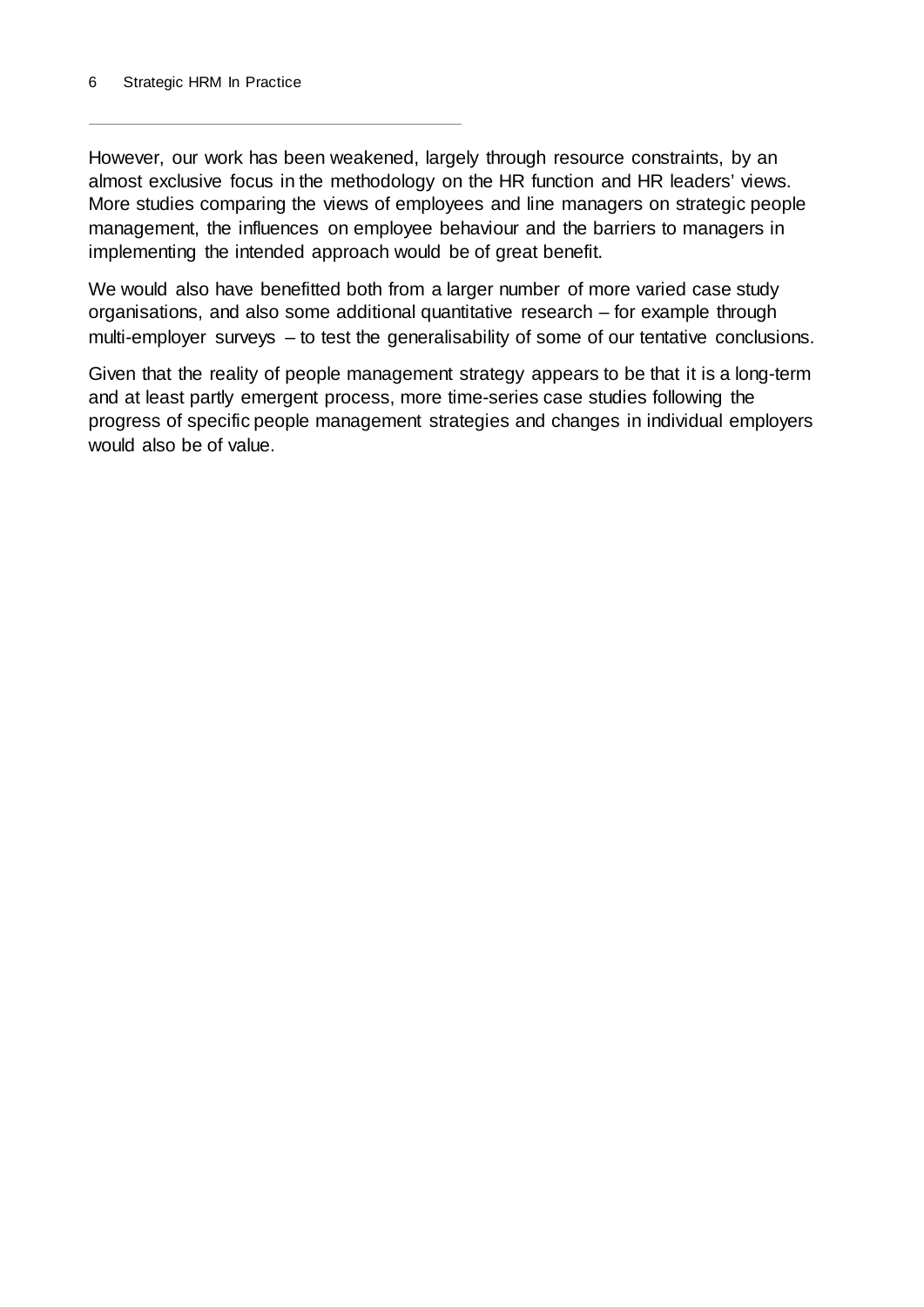However, our work has been weakened, largely through resource constraints, by an almost exclusive focus in the methodology on the HR function and HR leaders' views. More studies comparing the views of employees and line managers on strategic people management, the influences on employee behaviour and the barriers to managers in implementing the intended approach would be of great benefit.

We would also have benefitted both from a larger number of more varied case study organisations, and also some additional quantitative research – for example through multi-employer surveys – to test the generalisability of some of our tentative conclusions.

Given that the reality of people management strategy appears to be that it is a long-term and at least partly emergent process, more time-series case studies following the progress of specific people management strategies and changes in individual employers would also be of value.